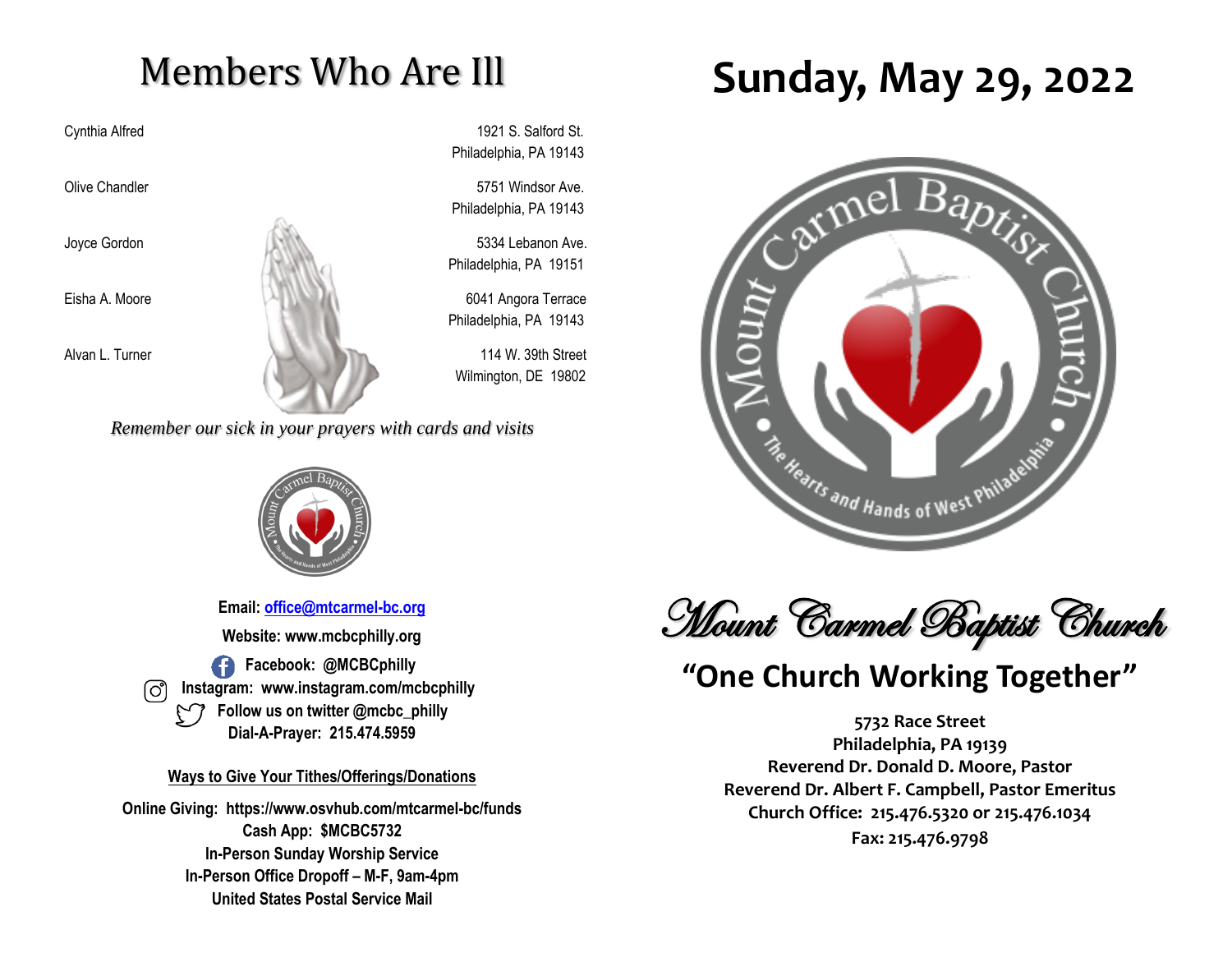# Members Who Are Ill

| Name | Address |
| --- | --- |
| Cynthia Alfred | 1921 S. Salford St. Philadelphia, PA 19143 |
| Olive Chandler | 5751 Windsor Ave. Philadelphia, PA 19143 |
| Joyce Gordon | 5334 Lebanon Ave. Philadelphia, PA 19151 |
| Eisha A. Moore | 6041 Angora Terrace Philadelphia, PA 19143 |
| Alvan L. Turner | 114 W. 39th Street Wilmington, DE 19802 |

*Remember our sick in your prayers with cards and visits*

**Email: office@mtcarmel-bc.org**

**Website: www.mcbcphilly.org**

**Facebook: @MCBCphilly**

**Instagram: www.instagram.com/mcbcphilly**

**Follow us on twitter @mcbc_philly**

**Dial-A-Prayer: 215.474.5959**

**Ways to Give Your Tithes/Offerings/Donations**

**Online Giving: https://www.osvhub.com/mtcarmel-bc/funds**
**Cash App: $MCBC5732**
**In-Person Sunday Worship Service**
**In-Person Office Dropoff – M-F, 9am-4pm**
**United States Postal Service Mail**

# Sunday, May 29, 2022

Mount Carmel Baptist Church
The Hearts and Hands of West Philadelphia

## Mount Carmel Baptist Church

## "One Church Working Together"

**5732 Race Street**
**Philadelphia, PA 19139**
**Reverend Dr. Donald D. Moore, Pastor**
**Reverend Dr. Albert F. Campbell, Pastor Emeritus**
**Church Office: 215.476.5320 or 215.476.1034**
**Fax: 215.476.9798**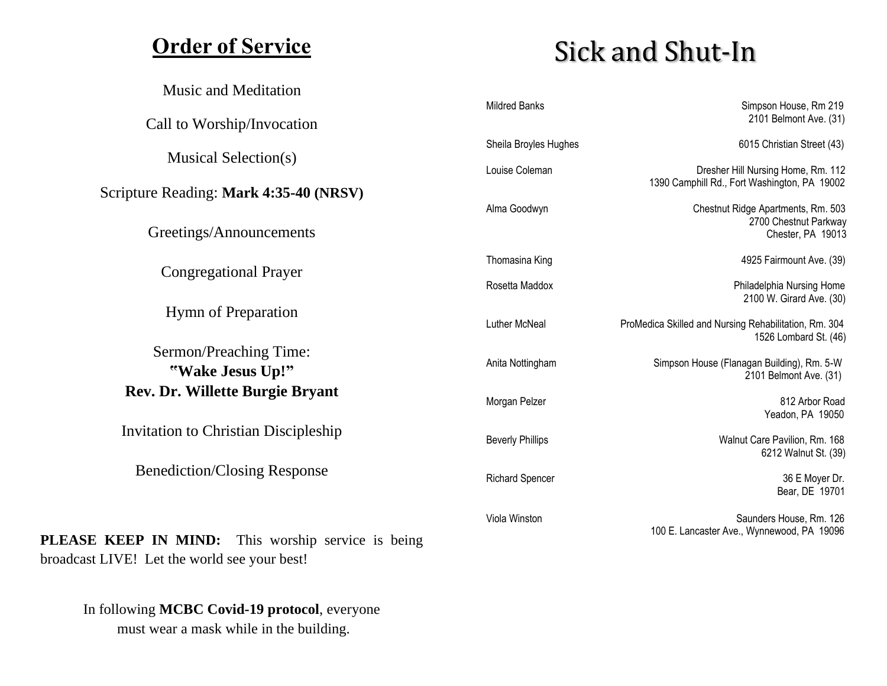## Order of Service

Music and Meditation

Call to Worship/Invocation

Musical Selection(s)

Scripture Reading: **Mark 4:35-40 (NRSV)**

Greetings/Announcements

Congregational Prayer

Hymn of Preparation

Sermon/Preaching Time:
**"Wake Jesus Up!"**
**Rev. Dr. Willette Burgie Bryant**

Invitation to Christian Discipleship

Benediction/Closing Response

**PLEASE KEEP IN MIND:** This worship service is being broadcast LIVE! Let the world see your best!

In following **MCBC Covid-19 protocol**, everyone must wear a mask while in the building.

# Sick and Shut-In

| | |
|---|---|
| Mildred Banks | Simpson House, Rm 219<br>2101 Belmont Ave. (31) |
| Sheila Broyles Hughes | 6015 Christian Street (43) |
| Louise Coleman | Dresher Hill Nursing Home, Rm. 112<br>1390 Camphill Rd., Fort Washington, PA 19002 |
| Alma Goodwyn | Chestnut Ridge Apartments, Rm. 503<br>2700 Chestnut Parkway<br>Chester, PA 19013 |
| Thomasina King | 4925 Fairmount Ave. (39) |
| Rosetta Maddox | Philadelphia Nursing Home<br>2100 W. Girard Ave. (30) |
| Luther McNeal | ProMedica Skilled and Nursing Rehabilitation, Rm. 304<br>1526 Lombard St. (46) |
| Anita Nottingham | Simpson House (Flanagan Building), Rm. 5-W<br>2101 Belmont Ave. (31) |
| Morgan Pelzer | 812 Arbor Road<br>Yeadon, PA 19050 |
| Beverly Phillips | Walnut Care Pavilion, Rm. 168<br>6212 Walnut St. (39) |
| Richard Spencer | 36 E Moyer Dr.<br>Bear, DE 19701 |
| Viola Winston | Saunders House, Rm. 126<br>100 E. Lancaster Ave., Wynnewood, PA 19096 |